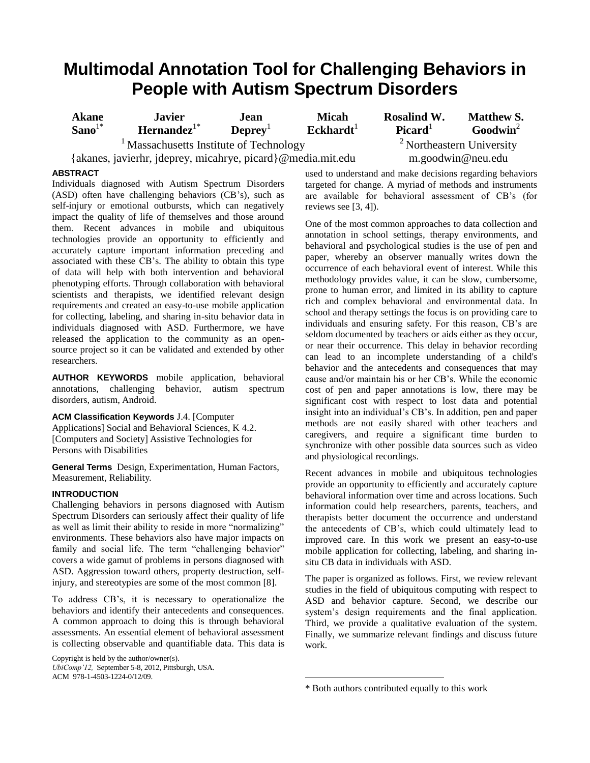# Multimodal Annotation Tool for Challenging Behaviors in People with Autism Spectrum Disorders

**Akane Sano**[1*] **Javier Hernandez**[1*] **Jean Deprey**[1] **Micah Eckhardt**[1] **Rosalind W. Picard**[1] **Matthew S. Goodwin**[2]

[1] Massachusetts Institute of Technology [2] Northeastern University

{akanes, javierhr, jdeprey, micahrye, picard}@media.mit.edu m.goodwin@neu.edu

## ABSTRACT

Individuals diagnosed with Autism Spectrum Disorders (ASD) often have challenging behaviors (CB's), such as self-injury or emotional outbursts, which can negatively impact the quality of life of themselves and those around them. Recent advances in mobile and ubiquitous technologies provide an opportunity to efficiently and accurately capture important information preceding and associated with these CB's. The ability to obtain this type of data will help with both intervention and behavioral phenotyping efforts. Through collaboration with behavioral scientists and therapists, we identified relevant design requirements and created an easy-to-use mobile application for collecting, labeling, and sharing in-situ behavior data in individuals diagnosed with ASD. Furthermore, we have released the application to the community as an open-source project so it can be validated and extended by other researchers.

**AUTHOR KEYWORDS** mobile application, behavioral annotations, challenging behavior, autism spectrum disorders, autism, Android.

**ACM Classification Keywords** J.4. [Computer Applications] Social and Behavioral Sciences, K 4.2. [Computers and Society] Assistive Technologies for Persons with Disabilities

**General Terms** Design, Experimentation, Human Factors, Measurement, Reliability.

## INTRODUCTION

Challenging behaviors in persons diagnosed with Autism Spectrum Disorders can seriously affect their quality of life as well as limit their ability to reside in more "normalizing" environments. These behaviors also have major impacts on family and social life. The term "challenging behavior" covers a wide gamut of problems in persons diagnosed with ASD. Aggression toward others, property destruction, self-injury, and stereotypies are some of the most common [8].

To address CB's, it is necessary to operationalize the behaviors and identify their antecedents and consequences. A common approach to doing this is through behavioral assessments. An essential element of behavioral assessment is collecting observable and quantifiable data. This data is used to understand and make decisions regarding behaviors targeted for change. A myriad of methods and instruments are available for behavioral assessment of CB's (for reviews see [3, 4]).

Copyright is held by the author/owner(s).
*UbiComp'12,* September 5-8, 2012, Pittsburgh, USA.
ACM 978-1-4503-1224-0/12/09.

One of the most common approaches to data collection and annotation in school settings, therapy environments, and behavioral and psychological studies is the use of pen and paper, whereby an observer manually writes down the occurrence of each behavioral event of interest. While this methodology provides value, it can be slow, cumbersome, prone to human error, and limited in its ability to capture rich and complex behavioral and environmental data. In school and therapy settings the focus is on providing care to individuals and ensuring safety. For this reason, CB's are seldom documented by teachers or aids either as they occur, or near their occurrence. This delay in behavior recording can lead to an incomplete understanding of a child's behavior and the antecedents and consequences that may cause and/or maintain his or her CB's. While the economic cost of pen and paper annotations is low, there may be significant cost with respect to lost data and potential insight into an individual's CB's. In addition, pen and paper methods are not easily shared with other teachers and caregivers, and require a significant time burden to synchronize with other possible data sources such as video and physiological recordings.

Recent advances in mobile and ubiquitous technologies provide an opportunity to efficiently and accurately capture behavioral information over time and across locations. Such information could help researchers, parents, teachers, and therapists better document the occurrence and understand the antecedents of CB's, which could ultimately lead to improved care. In this work we present an easy-to-use mobile application for collecting, labeling, and sharing in-situ CB data in individuals with ASD.

The paper is organized as follows. First, we review relevant studies in the field of ubiquitous computing with respect to ASD and behavior capture. Second, we describe our system's design requirements and the final application. Third, we provide a qualitative evaluation of the system. Finally, we summarize relevant findings and discuss future work.

\* Both authors contributed equally to this work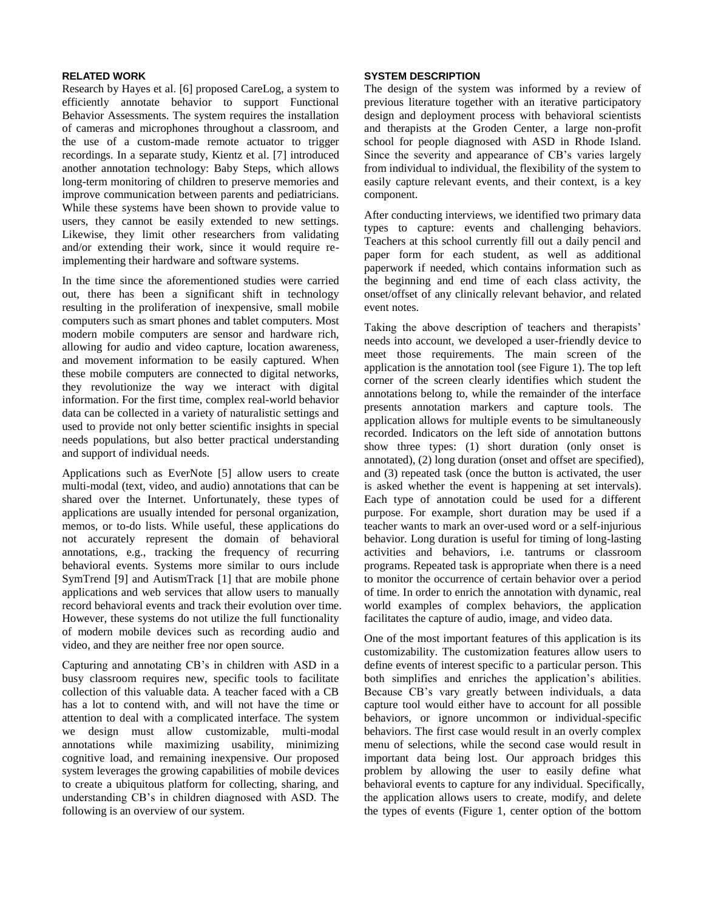## RELATED WORK

Research by Hayes et al. [6] proposed CareLog, a system to efficiently annotate behavior to support Functional Behavior Assessments. The system requires the installation of cameras and microphones throughout a classroom, and the use of a custom-made remote actuator to trigger recordings. In a separate study, Kientz et al. [7] introduced another annotation technology: Baby Steps, which allows long-term monitoring of children to preserve memories and improve communication between parents and pediatricians. While these systems have been shown to provide value to users, they cannot be easily extended to new settings. Likewise, they limit other researchers from validating and/or extending their work, since it would require re-implementing their hardware and software systems.

In the time since the aforementioned studies were carried out, there has been a significant shift in technology resulting in the proliferation of inexpensive, small mobile computers such as smart phones and tablet computers. Most modern mobile computers are sensor and hardware rich, allowing for audio and video capture, location awareness, and movement information to be easily captured. When these mobile computers are connected to digital networks, they revolutionize the way we interact with digital information. For the first time, complex real-world behavior data can be collected in a variety of naturalistic settings and used to provide not only better scientific insights in special needs populations, but also better practical understanding and support of individual needs.

Applications such as EverNote [5] allow users to create multi-modal (text, video, and audio) annotations that can be shared over the Internet. Unfortunately, these types of applications are usually intended for personal organization, memos, or to-do lists. While useful, these applications do not accurately represent the domain of behavioral annotations, e.g., tracking the frequency of recurring behavioral events. Systems more similar to ours include SymTrend [9] and AutismTrack [1] that are mobile phone applications and web services that allow users to manually record behavioral events and track their evolution over time. However, these systems do not utilize the full functionality of modern mobile devices such as recording audio and video, and they are neither free nor open source.

Capturing and annotating CB's in children with ASD in a busy classroom requires new, specific tools to facilitate collection of this valuable data. A teacher faced with a CB has a lot to contend with, and will not have the time or attention to deal with a complicated interface. The system we design must allow customizable, multi-modal annotations while maximizing usability, minimizing cognitive load, and remaining inexpensive. Our proposed system leverages the growing capabilities of mobile devices to create a ubiquitous platform for collecting, sharing, and understanding CB's in children diagnosed with ASD. The following is an overview of our system.

## SYSTEM DESCRIPTION

The design of the system was informed by a review of previous literature together with an iterative participatory design and deployment process with behavioral scientists and therapists at the Groden Center, a large non-profit school for people diagnosed with ASD in Rhode Island. Since the severity and appearance of CB's varies largely from individual to individual, the flexibility of the system to easily capture relevant events, and their context, is a key component.

After conducting interviews, we identified two primary data types to capture: events and challenging behaviors. Teachers at this school currently fill out a daily pencil and paper form for each student, as well as additional paperwork if needed, which contains information such as the beginning and end time of each class activity, the onset/offset of any clinically relevant behavior, and related event notes.

Taking the above description of teachers and therapists' needs into account, we developed a user-friendly device to meet those requirements. The main screen of the application is the annotation tool (see Figure 1). The top left corner of the screen clearly identifies which student the annotations belong to, while the remainder of the interface presents annotation markers and capture tools. The application allows for multiple events to be simultaneously recorded. Indicators on the left side of annotation buttons show three types: (1) short duration (only onset is annotated), (2) long duration (onset and offset are specified), and (3) repeated task (once the button is activated, the user is asked whether the event is happening at set intervals). Each type of annotation could be used for a different purpose. For example, short duration may be used if a teacher wants to mark an over-used word or a self-injurious behavior. Long duration is useful for timing of long-lasting activities and behaviors, i.e. tantrums or classroom programs. Repeated task is appropriate when there is a need to monitor the occurrence of certain behavior over a period of time. In order to enrich the annotation with dynamic, real world examples of complex behaviors, the application facilitates the capture of audio, image, and video data.

One of the most important features of this application is its customizability. The customization features allow users to define events of interest specific to a particular person. This both simplifies and enriches the application's abilities. Because CB's vary greatly between individuals, a data capture tool would either have to account for all possible behaviors, or ignore uncommon or individual-specific behaviors. The first case would result in an overly complex menu of selections, while the second case would result in important data being lost. Our approach bridges this problem by allowing the user to easily define what behavioral events to capture for any individual. Specifically, the application allows users to create, modify, and delete the types of events (Figure 1, center option of the bottom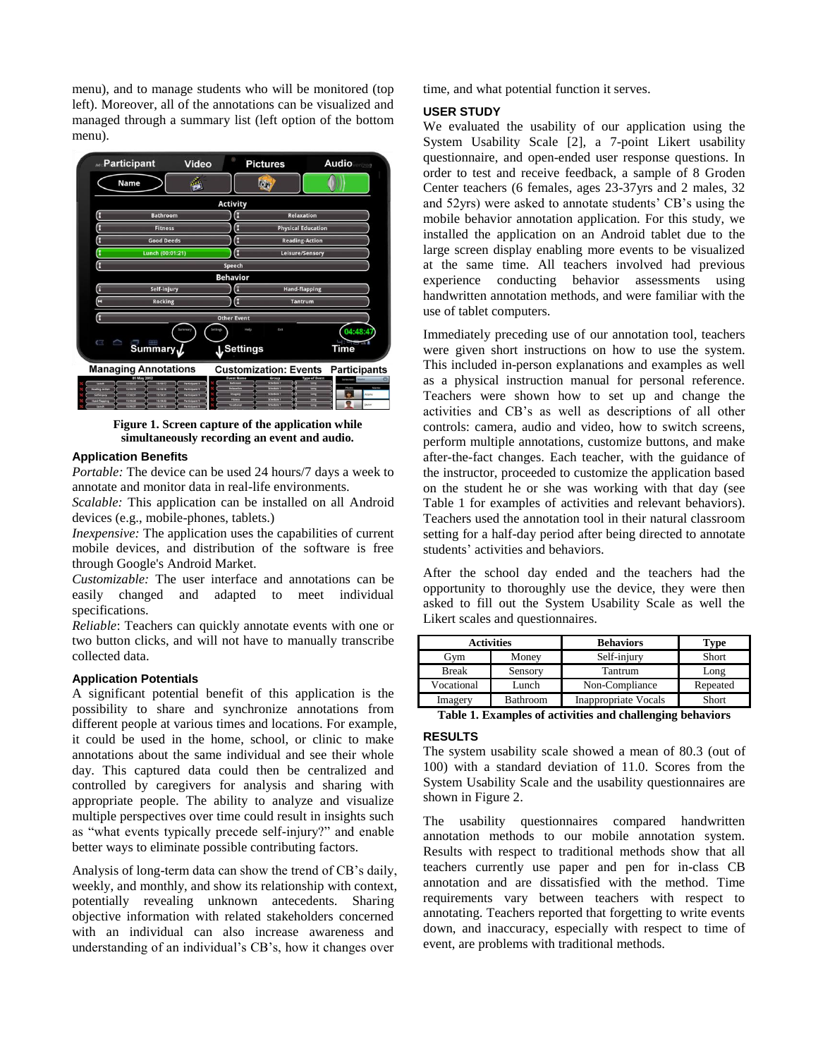menu), and to manage students who will be monitored (top left). Moreover, all of the annotations can be visualized and managed through a summary list (left option of the bottom menu).

**Figure 1. Screen capture of the application while simultaneously recording an event and audio.**

### Application Benefits

*Portable:* The device can be used 24 hours/7 days a week to annotate and monitor data in real-life environments.

*Scalable:* This application can be installed on all Android devices (e.g., mobile-phones, tablets.)

*Inexpensive:* The application uses the capabilities of current mobile devices, and distribution of the software is free through Google's Android Market.

*Customizable:* The user interface and annotations can be easily changed and adapted to meet individual specifications.

*Reliable*: Teachers can quickly annotate events with one or two button clicks, and will not have to manually transcribe collected data.

### Application Potentials

A significant potential benefit of this application is the possibility to share and synchronize annotations from different people at various times and locations. For example, it could be used in the home, school, or clinic to make annotations about the same individual and see their whole day. This captured data could then be centralized and controlled by caregivers for analysis and sharing with appropriate people. The ability to analyze and visualize multiple perspectives over time could result in insights such as "what events typically precede self-injury?" and enable better ways to eliminate possible contributing factors.

Analysis of long-term data can show the trend of CB's daily, weekly, and monthly, and show its relationship with context, potentially revealing unknown antecedents. Sharing objective information with related stakeholders concerned with an individual can also increase awareness and understanding of an individual's CB's, how it changes over time, and what potential function it serves.

## USER STUDY

We evaluated the usability of our application using the System Usability Scale [2], a 7-point Likert usability questionnaire, and open-ended user response questions. In order to test and receive feedback, a sample of 8 Groden Center teachers (6 females, ages 23-37yrs and 2 males, 32 and 52yrs) were asked to annotate students' CB's using the mobile behavior annotation application. For this study, we installed the application on an Android tablet due to the large screen display enabling more events to be visualized at the same time. All teachers involved had previous experience conducting behavior assessments using handwritten annotation methods, and were familiar with the use of tablet computers.

Immediately preceding use of our annotation tool, teachers were given short instructions on how to use the system. This included in-person explanations and examples as well as a physical instruction manual for personal reference. Teachers were shown how to set up and change the activities and CB's as well as descriptions of all other controls: camera, audio and video, how to switch screens, perform multiple annotations, customize buttons, and make after-the-fact changes. Each teacher, with the guidance of the instructor, proceeded to customize the application based on the student he or she was working with that day (see Table 1 for examples of activities and relevant behaviors). Teachers used the annotation tool in their natural classroom setting for a half-day period after being directed to annotate students' activities and behaviors.

After the school day ended and the teachers had the opportunity to thoroughly use the device, they were then asked to fill out the System Usability Scale as well the Likert scales and questionnaires.

| Activities | | Behaviors | Type |
|---|---|---|---|
| Gym | Money | Self-injury | Short |
| Break | Sensory | Tantrum | Long |
| Vocational | Lunch | Non-Compliance | Repeated |
| Imagery | Bathroom | Inappropriate Vocals | Short |

**Table 1. Examples of activities and challenging behaviors**

## RESULTS

The system usability scale showed a mean of 80.3 (out of 100) with a standard deviation of 11.0. Scores from the System Usability Scale and the usability questionnaires are shown in Figure 2.

The usability questionnaires compared handwritten annotation methods to our mobile annotation system. Results with respect to traditional methods show that all teachers currently use paper and pen for in-class CB annotation and are dissatisfied with the method. Time requirements vary between teachers with respect to annotating. Teachers reported that forgetting to write events down, and inaccuracy, especially with respect to time of event, are problems with traditional methods.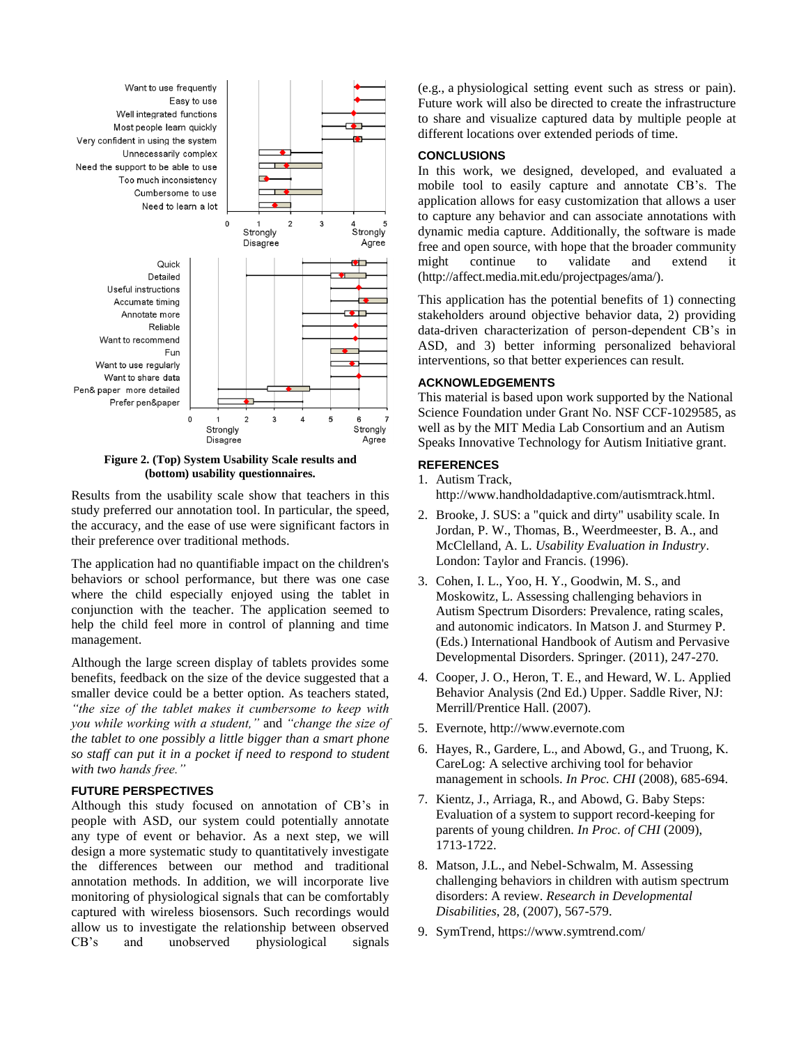Want to use frequently
Easy to use
Well integrated functions
Most people learn quickly
Very confident in using the system
Unnecessarily complex
Need the support to be able to use
Too much inconsistency
Cumbersome to use
Need to learn a lot

0 1 2 3 4 5
Strongly Disagree
Strongly Agree

Quick
Detailed
Useful instructions
Accumate timing
Annotate more
Reliable
Want to recommend
Fun
Want to use regularly
Want to share data
Pen& paper more detailed
Prefer pen&paper

0 1 2 3 4 5 6 7
Strongly Disagree
Strongly Agree

**Figure 2. (Top) System Usability Scale results and (bottom) usability questionnaires.**

Results from the usability scale show that teachers in this study preferred our annotation tool. In particular, the speed, the accuracy, and the ease of use were significant factors in their preference over traditional methods.

The application had no quantifiable impact on the children's behaviors or school performance, but there was one case where the child especially enjoyed using the tablet in conjunction with the teacher. The application seemed to help the child feel more in control of planning and time management.

Although the large screen display of tablets provides some benefits, feedback on the size of the device suggested that a smaller device could be a better option. As teachers stated, *"the size of the tablet makes it cumbersome to keep with you while working with a student,"* and *"change the size of the tablet to one possibly a little bigger than a smart phone so staff can put it in a pocket if need to respond to student with two hands free."*

## FUTURE PERSPECTIVES

Although this study focused on annotation of CB's in people with ASD, our system could potentially annotate any type of event or behavior. As a next step, we will design a more systematic study to quantitatively investigate the differences between our method and traditional annotation methods. In addition, we will incorporate live monitoring of physiological signals that can be comfortably captured with wireless biosensors. Such recordings would allow us to investigate the relationship between observed CB's and unobserved physiological signals (e.g., a physiological setting event such as stress or pain). Future work will also be directed to create the infrastructure to share and visualize captured data by multiple people at different locations over extended periods of time.

## CONCLUSIONS

In this work, we designed, developed, and evaluated a mobile tool to easily capture and annotate CB's. The application allows for easy customization that allows a user to capture any behavior and can associate annotations with dynamic media capture. Additionally, the software is made free and open source, with hope that the broader community might continue to validate and extend it (http://affect.media.mit.edu/projectpages/ama/).

This application has the potential benefits of 1) connecting stakeholders around objective behavior data, 2) providing data-driven characterization of person-dependent CB's in ASD, and 3) better informing personalized behavioral interventions, so that better experiences can result.

## ACKNOWLEDGEMENTS

This material is based upon work supported by the National Science Foundation under Grant No. NSF CCF-1029585, as well as by the MIT Media Lab Consortium and an Autism Speaks Innovative Technology for Autism Initiative grant.

## REFERENCES

1. Autism Track, http://www.handholdadaptive.com/autismtrack.html.
2. Brooke, J. SUS: a "quick and dirty" usability scale. In Jordan, P. W., Thomas, B., Weerdmeester, B. A., and McClelland, A. L. *Usability Evaluation in Industry*. London: Taylor and Francis. (1996).
3. Cohen, I. L., Yoo, H. Y., Goodwin, M. S., and Moskowitz, L. Assessing challenging behaviors in Autism Spectrum Disorders: Prevalence, rating scales, and autonomic indicators. In Matson J. and Sturmey P. (Eds.) International Handbook of Autism and Pervasive Developmental Disorders. Springer. (2011), 247-270.
4. Cooper, J. O., Heron, T. E., and Heward, W. L. Applied Behavior Analysis (2nd Ed.) Upper. Saddle River, NJ: Merrill/Prentice Hall. (2007).
5. Evernote, http://www.evernote.com
6. Hayes, R., Gardere, L., and Abowd, G., and Truong, K. CareLog: A selective archiving tool for behavior management in schools. *In Proc. CHI* (2008), 685-694.
7. Kientz, J., Arriaga, R., and Abowd, G. Baby Steps: Evaluation of a system to support record-keeping for parents of young children. *In Proc. of CHI* (2009), 1713-1722.
8. Matson, J.L., and Nebel-Schwalm, M. Assessing challenging behaviors in children with autism spectrum disorders: A review. *Research in Developmental Disabilities*, 28, (2007), 567-579.
9. SymTrend, https://www.symtrend.com/